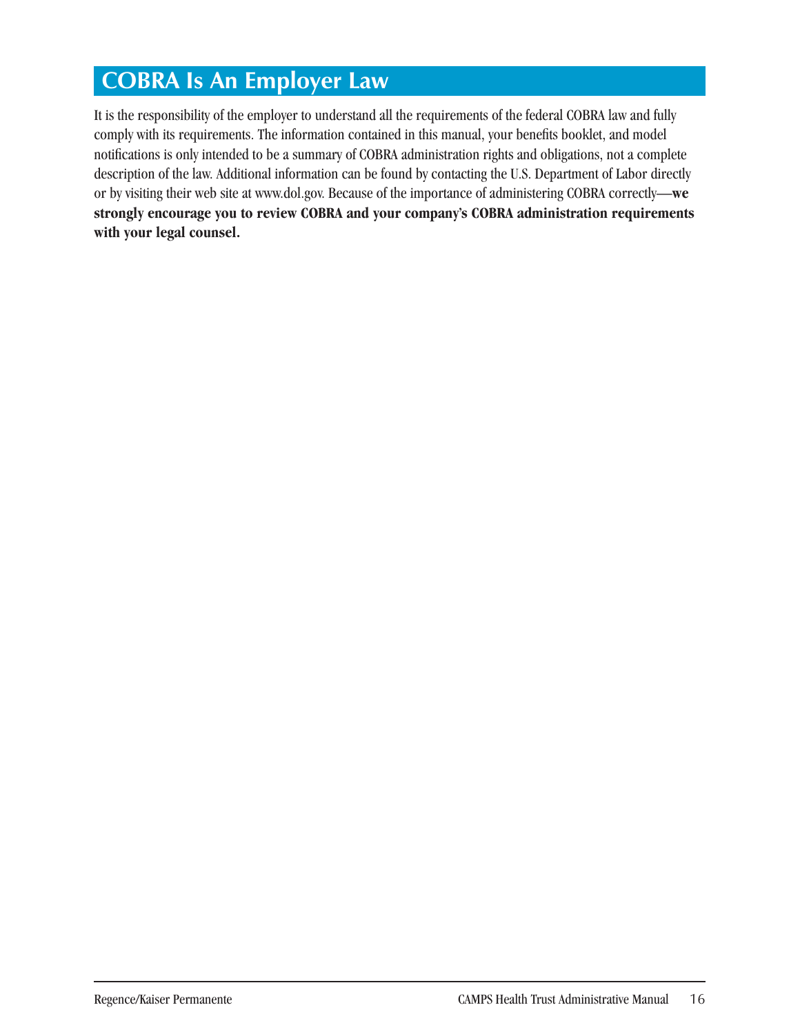## COBRA Is An Employer Law

It is the responsibility of the employer to understand all the requirements of the federal COBRA law and fully comply with its requirements. The information contained in this manual, your benefits booklet, and model notifications is only intended to be a summary of COBRA administration rights and obligations, not a complete description of the law. Additional information can be found by contacting the U.S. Department of Labor directly or by visiting their web site at www.dol.gov. Because of the importance of administering COBRA correctly—**we strongly encourage you to review COBRA and your company's COBRA administration requirements with your legal counsel.**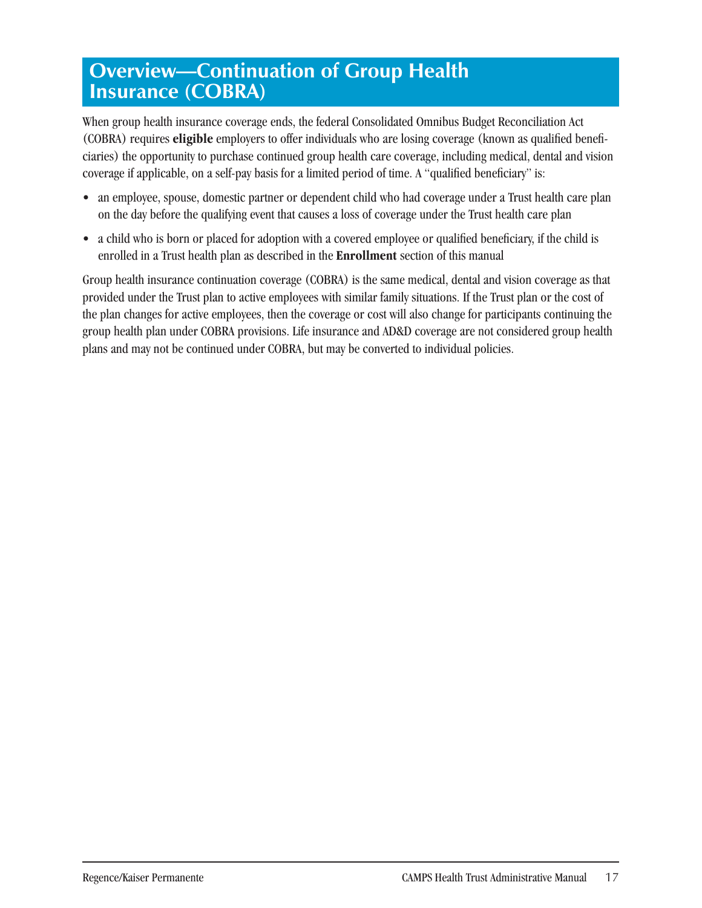# Overview—Continuation of Group Health Insurance (COBRA)

When group health insurance coverage ends, the federal Consolidated Omnibus Budget Reconciliation Act (COBRA) requires **eligible** employers to offer individuals who are losing coverage (known as qualified beneficiaries) the opportunity to purchase continued group health care coverage, including medical, dental and vision coverage if applicable, on a self-pay basis for a limited period of time. A "qualified beneficiary" is:

- an employee, spouse, domestic partner or dependent child who had coverage under a Trust health care plan on the day before the qualifying event that causes a loss of coverage under the Trust health care plan
- a child who is born or placed for adoption with a covered employee or qualified beneficiary, if the child is enrolled in a Trust health plan as described in the **Enrollment** section of this manual

Group health insurance continuation coverage (COBRA) is the same medical, dental and vision coverage as that provided under the Trust plan to active employees with similar family situations. If the Trust plan or the cost of the plan changes for active employees, then the coverage or cost will also change for participants continuing the group health plan under COBRA provisions. Life insurance and AD&D coverage are not considered group health plans and may not be continued under COBRA, but may be converted to individual policies.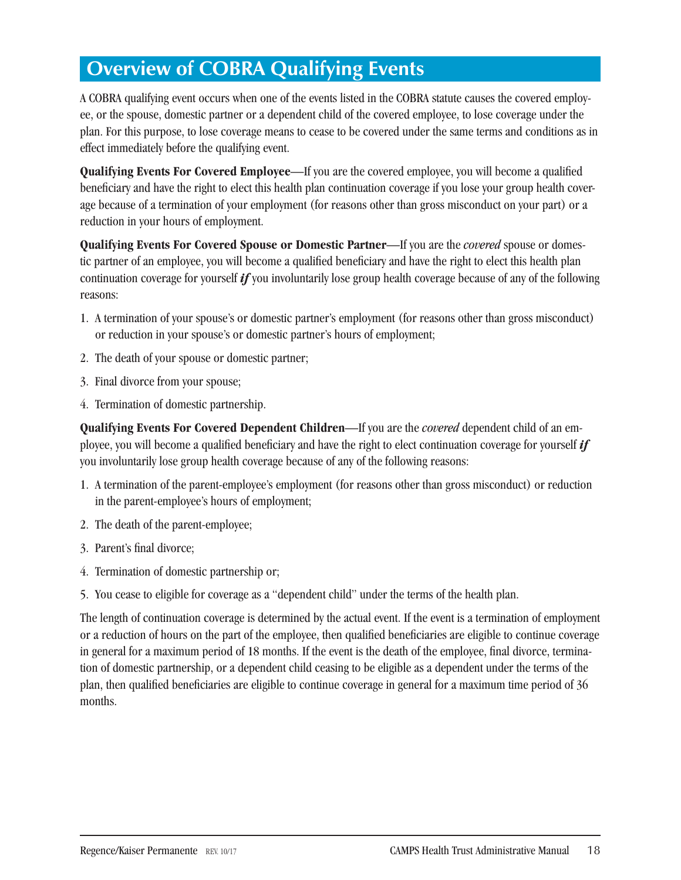## Overview of COBRA Qualifying Events

A COBRA qualifying event occurs when one of the events listed in the COBRA statute causes the covered employee, or the spouse, domestic partner or a dependent child of the covered employee, to lose coverage under the plan. For this purpose, to lose coverage means to cease to be covered under the same terms and conditions as in effect immediately before the qualifying event.

**Qualifying Events For Covered Employee**—If you are the covered employee, you will become a qualified beneficiary and have the right to elect this health plan continuation coverage if you lose your group health coverage because of a termination of your employment (for reasons other than gross misconduct on your part) or a reduction in your hours of employment.

**Qualifying Events For Covered Spouse or Domestic Partner**—If you are the *covered* spouse or domestic partner of an employee, you will become a qualified beneficiary and have the right to elect this health plan continuation coverage for yourself ***if*** you involuntarily lose group health coverage because of any of the following reasons:

1. A termination of your spouse's or domestic partner's employment (for reasons other than gross misconduct) or reduction in your spouse's or domestic partner's hours of employment;
2. The death of your spouse or domestic partner;
3. Final divorce from your spouse;
4. Termination of domestic partnership.

**Qualifying Events For Covered Dependent Children**—If you are the *covered* dependent child of an employee, you will become a qualified beneficiary and have the right to elect continuation coverage for yourself ***if*** you involuntarily lose group health coverage because of any of the following reasons:

1. A termination of the parent-employee's employment (for reasons other than gross misconduct) or reduction in the parent-employee's hours of employment;
2. The death of the parent-employee;
3. Parent's final divorce;
4. Termination of domestic partnership or;
5. You cease to eligible for coverage as a "dependent child" under the terms of the health plan.

The length of continuation coverage is determined by the actual event. If the event is a termination of employment or a reduction of hours on the part of the employee, then qualified beneficiaries are eligible to continue coverage in general for a maximum period of 18 months. If the event is the death of the employee, final divorce, termination of domestic partnership, or a dependent child ceasing to be eligible as a dependent under the terms of the plan, then qualified beneficiaries are eligible to continue coverage in general for a maximum time period of 36 months.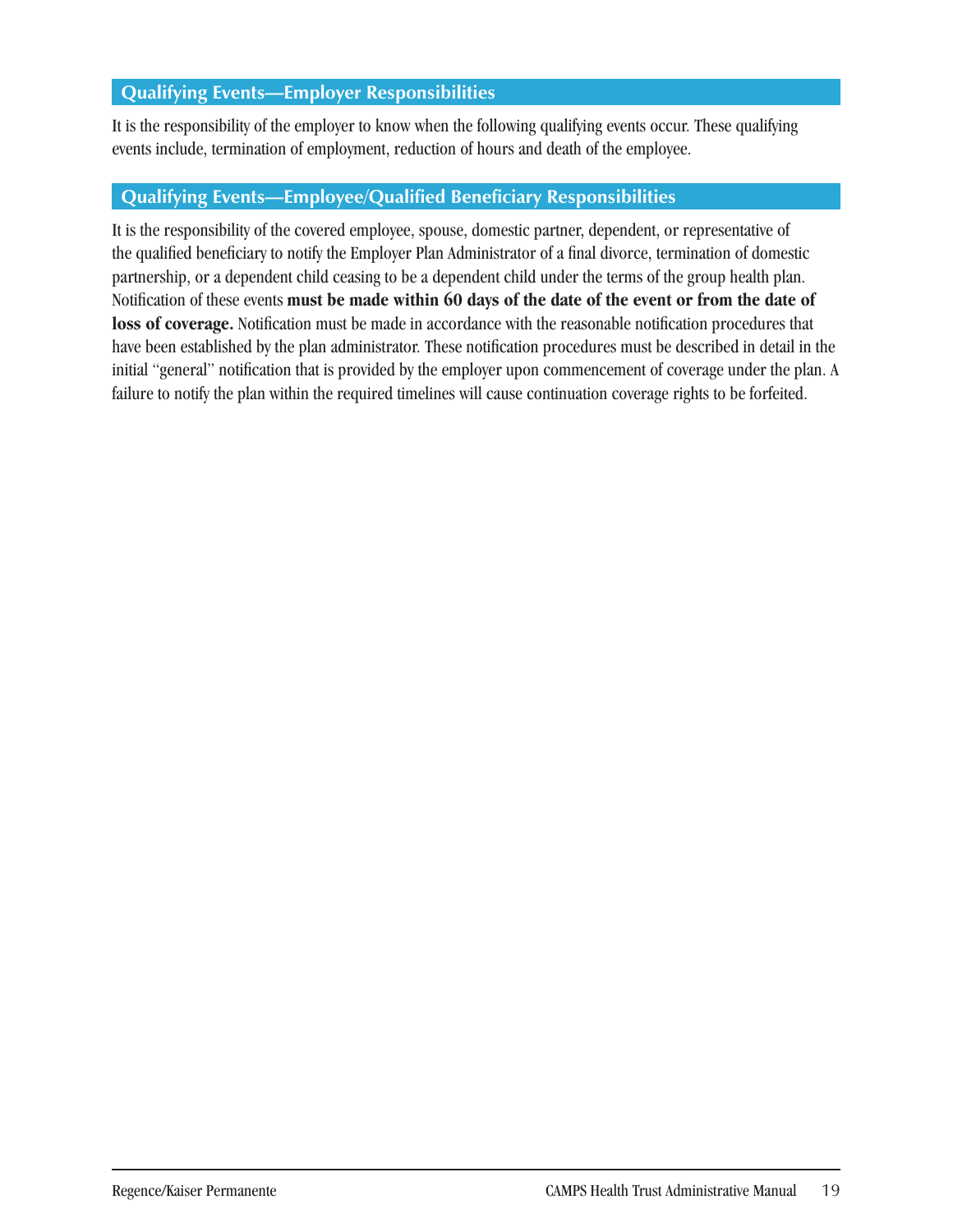## Qualifying Events—Employer Responsibilities

It is the responsibility of the employer to know when the following qualifying events occur. These qualifying events include, termination of employment, reduction of hours and death of the employee.

## Qualifying Events—Employee/Qualified Beneficiary Responsibilities

It is the responsibility of the covered employee, spouse, domestic partner, dependent, or representative of the qualified beneficiary to notify the Employer Plan Administrator of a final divorce, termination of domestic partnership, or a dependent child ceasing to be a dependent child under the terms of the group health plan. Notification of these events **must be made within 60 days of the date of the event or from the date of loss of coverage.** Notification must be made in accordance with the reasonable notification procedures that have been established by the plan administrator. These notification procedures must be described in detail in the initial "general" notification that is provided by the employer upon commencement of coverage under the plan. A failure to notify the plan within the required timelines will cause continuation coverage rights to be forfeited.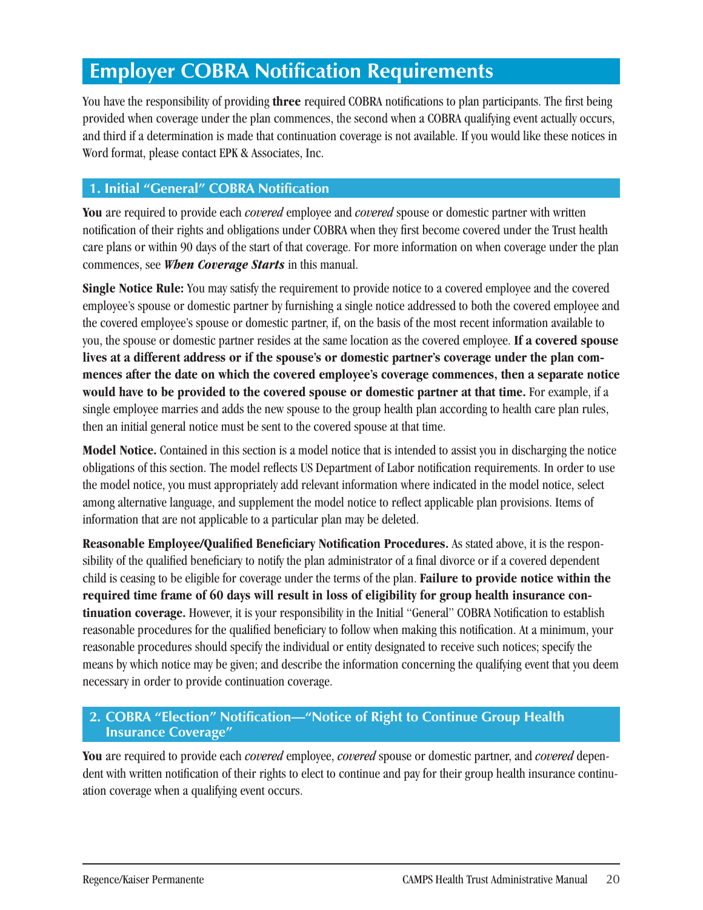# Employer COBRA Notification Requirements

You have the responsibility of providing **three** required COBRA notifications to plan participants. The first being provided when coverage under the plan commences, the second when a COBRA qualifying event actually occurs, and third if a determination is made that continuation coverage is not available. If you would like these notices in Word format, please contact EPK & Associates, Inc.

## 1. Initial "General" COBRA Notification

**You** are required to provide each *covered* employee and *covered* spouse or domestic partner with written notification of their rights and obligations under COBRA when they first become covered under the Trust health care plans or within 90 days of the start of that coverage. For more information on when coverage under the plan commences, see ***When Coverage Starts*** in this manual.

**Single Notice Rule:** You may satisfy the requirement to provide notice to a covered employee and the covered employee's spouse or domestic partner by furnishing a single notice addressed to both the covered employee and the covered employee's spouse or domestic partner, if, on the basis of the most recent information available to you, the spouse or domestic partner resides at the same location as the covered employee. **If a covered spouse lives at a different address or if the spouse's or domestic partner's coverage under the plan commences after the date on which the covered employee's coverage commences, then a separate notice would have to be provided to the covered spouse or domestic partner at that time.** For example, if a single employee marries and adds the new spouse to the group health plan according to health care plan rules, then an initial general notice must be sent to the covered spouse at that time.

**Model Notice.** Contained in this section is a model notice that is intended to assist you in discharging the notice obligations of this section. The model reflects US Department of Labor notification requirements. In order to use the model notice, you must appropriately add relevant information where indicated in the model notice, select among alternative language, and supplement the model notice to reflect applicable plan provisions. Items of information that are not applicable to a particular plan may be deleted.

**Reasonable Employee/Qualified Beneficiary Notification Procedures.** As stated above, it is the responsibility of the qualified beneficiary to notify the plan administrator of a final divorce or if a covered dependent child is ceasing to be eligible for coverage under the terms of the plan. **Failure to provide notice within the required time frame of 60 days will result in loss of eligibility for group health insurance continuation coverage.** However, it is your responsibility in the Initial "General" COBRA Notification to establish reasonable procedures for the qualified beneficiary to follow when making this notification. At a minimum, your reasonable procedures should specify the individual or entity designated to receive such notices; specify the means by which notice may be given; and describe the information concerning the qualifying event that you deem necessary in order to provide continuation coverage.

## 2. COBRA "Election" Notification—"Notice of Right to Continue Group Health Insurance Coverage"

**You** are required to provide each *covered* employee, *covered* spouse or domestic partner, and *covered* dependent with written notification of their rights to elect to continue and pay for their group health insurance continuation coverage when a qualifying event occurs.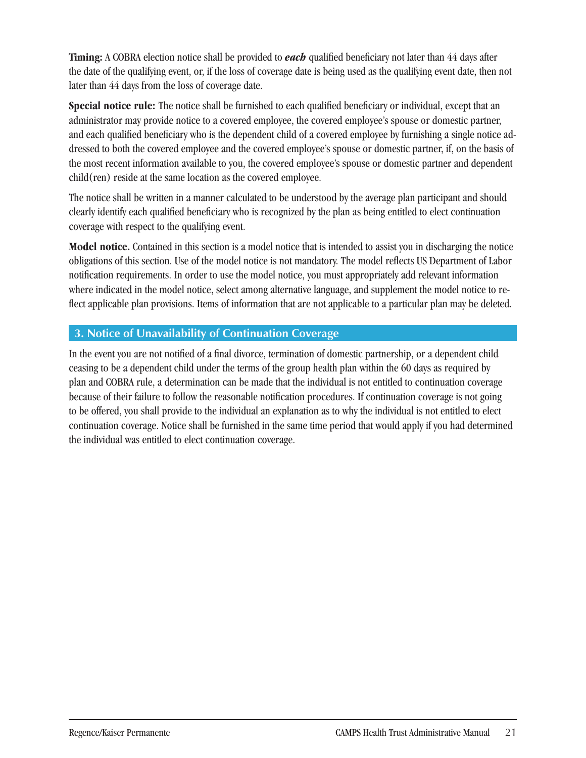**Timing:** A COBRA election notice shall be provided to ***each*** qualified beneficiary not later than 44 days after the date of the qualifying event, or, if the loss of coverage date is being used as the qualifying event date, then not later than 44 days from the loss of coverage date.

**Special notice rule:** The notice shall be furnished to each qualified beneficiary or individual, except that an administrator may provide notice to a covered employee, the covered employee's spouse or domestic partner, and each qualified beneficiary who is the dependent child of a covered employee by furnishing a single notice addressed to both the covered employee and the covered employee's spouse or domestic partner, if, on the basis of the most recent information available to you, the covered employee's spouse or domestic partner and dependent child(ren) reside at the same location as the covered employee.

The notice shall be written in a manner calculated to be understood by the average plan participant and should clearly identify each qualified beneficiary who is recognized by the plan as being entitled to elect continuation coverage with respect to the qualifying event.

**Model notice.** Contained in this section is a model notice that is intended to assist you in discharging the notice obligations of this section. Use of the model notice is not mandatory. The model reflects US Department of Labor notification requirements. In order to use the model notice, you must appropriately add relevant information where indicated in the model notice, select among alternative language, and supplement the model notice to reflect applicable plan provisions. Items of information that are not applicable to a particular plan may be deleted.

## 3. Notice of Unavailability of Continuation Coverage

In the event you are not notified of a final divorce, termination of domestic partnership, or a dependent child ceasing to be a dependent child under the terms of the group health plan within the 60 days as required by plan and COBRA rule, a determination can be made that the individual is not entitled to continuation coverage because of their failure to follow the reasonable notification procedures. If continuation coverage is not going to be offered, you shall provide to the individual an explanation as to why the individual is not entitled to elect continuation coverage. Notice shall be furnished in the same time period that would apply if you had determined the individual was entitled to elect continuation coverage.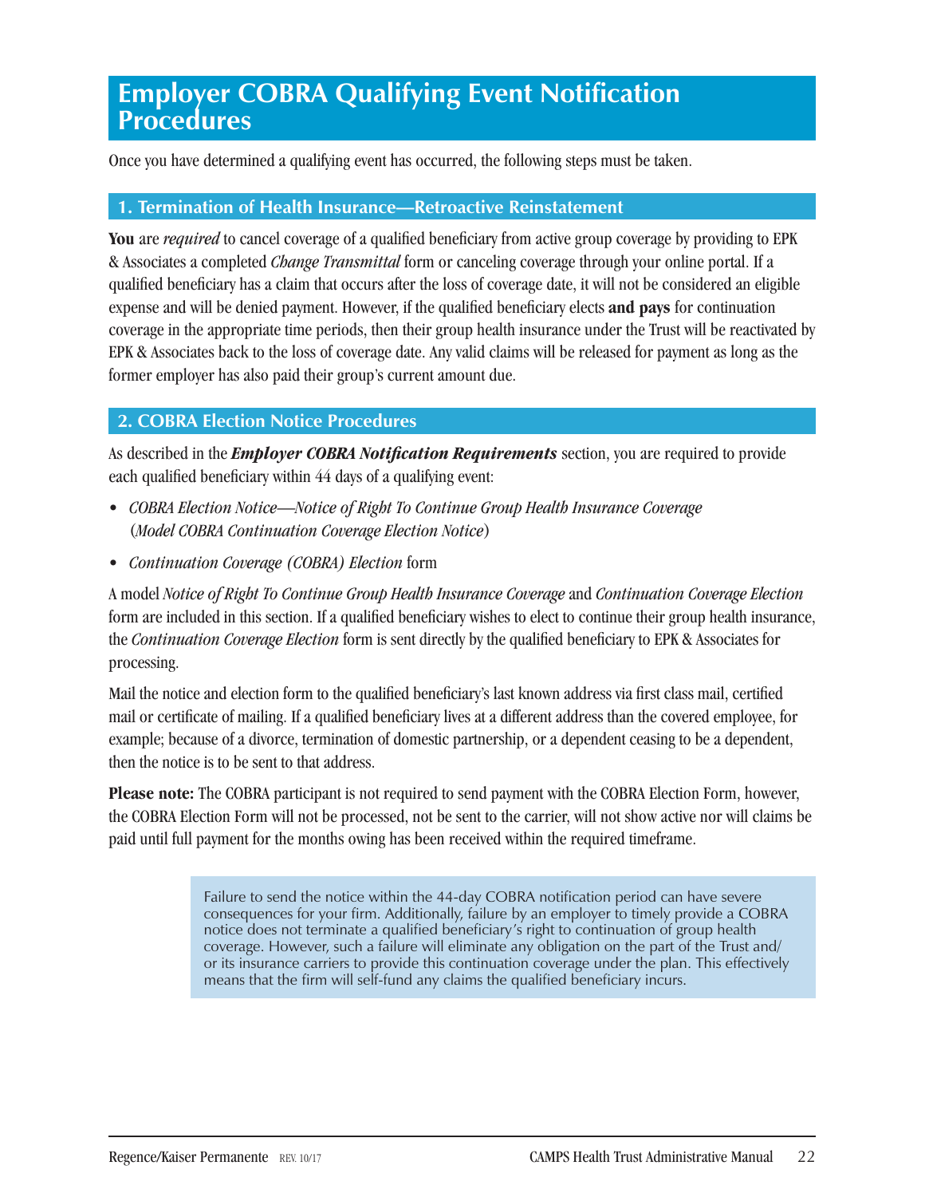# Employer COBRA Qualifying Event Notification Procedures

Once you have determined a qualifying event has occurred, the following steps must be taken.

## 1. Termination of Health Insurance—Retroactive Reinstatement

**You** are *required* to cancel coverage of a qualified beneficiary from active group coverage by providing to EPK & Associates a completed *Change Transmittal* form or canceling coverage through your online portal. If a qualified beneficiary has a claim that occurs after the loss of coverage date, it will not be considered an eligible expense and will be denied payment. However, if the qualified beneficiary elects **and pays** for continuation coverage in the appropriate time periods, then their group health insurance under the Trust will be reactivated by EPK & Associates back to the loss of coverage date. Any valid claims will be released for payment as long as the former employer has also paid their group's current amount due.

## 2. COBRA Election Notice Procedures

As described in the ***Employer COBRA Notification Requirements*** section, you are required to provide each qualified beneficiary within 44 days of a qualifying event:

- *COBRA Election Notice—Notice of Right To Continue Group Health Insurance Coverage* (*Model COBRA Continuation Coverage Election Notice*)
- *Continuation Coverage (COBRA) Election* form

A model *Notice of Right To Continue Group Health Insurance Coverage* and *Continuation Coverage Election* form are included in this section. If a qualified beneficiary wishes to elect to continue their group health insurance, the *Continuation Coverage Election* form is sent directly by the qualified beneficiary to EPK & Associates for processing.

Mail the notice and election form to the qualified beneficiary's last known address via first class mail, certified mail or certificate of mailing. If a qualified beneficiary lives at a different address than the covered employee, for example; because of a divorce, termination of domestic partnership, or a dependent ceasing to be a dependent, then the notice is to be sent to that address.

**Please note:** The COBRA participant is not required to send payment with the COBRA Election Form, however, the COBRA Election Form will not be processed, not be sent to the carrier, will not show active nor will claims be paid until full payment for the months owing has been received within the required timeframe.

> Failure to send the notice within the 44-day COBRA notification period can have severe consequences for your firm. Additionally, failure by an employer to timely provide a COBRA notice does not terminate a qualified beneficiary's right to continuation of group health coverage. However, such a failure will eliminate any obligation on the part of the Trust and/or its insurance carriers to provide this continuation coverage under the plan. This effectively means that the firm will self-fund any claims the qualified beneficiary incurs.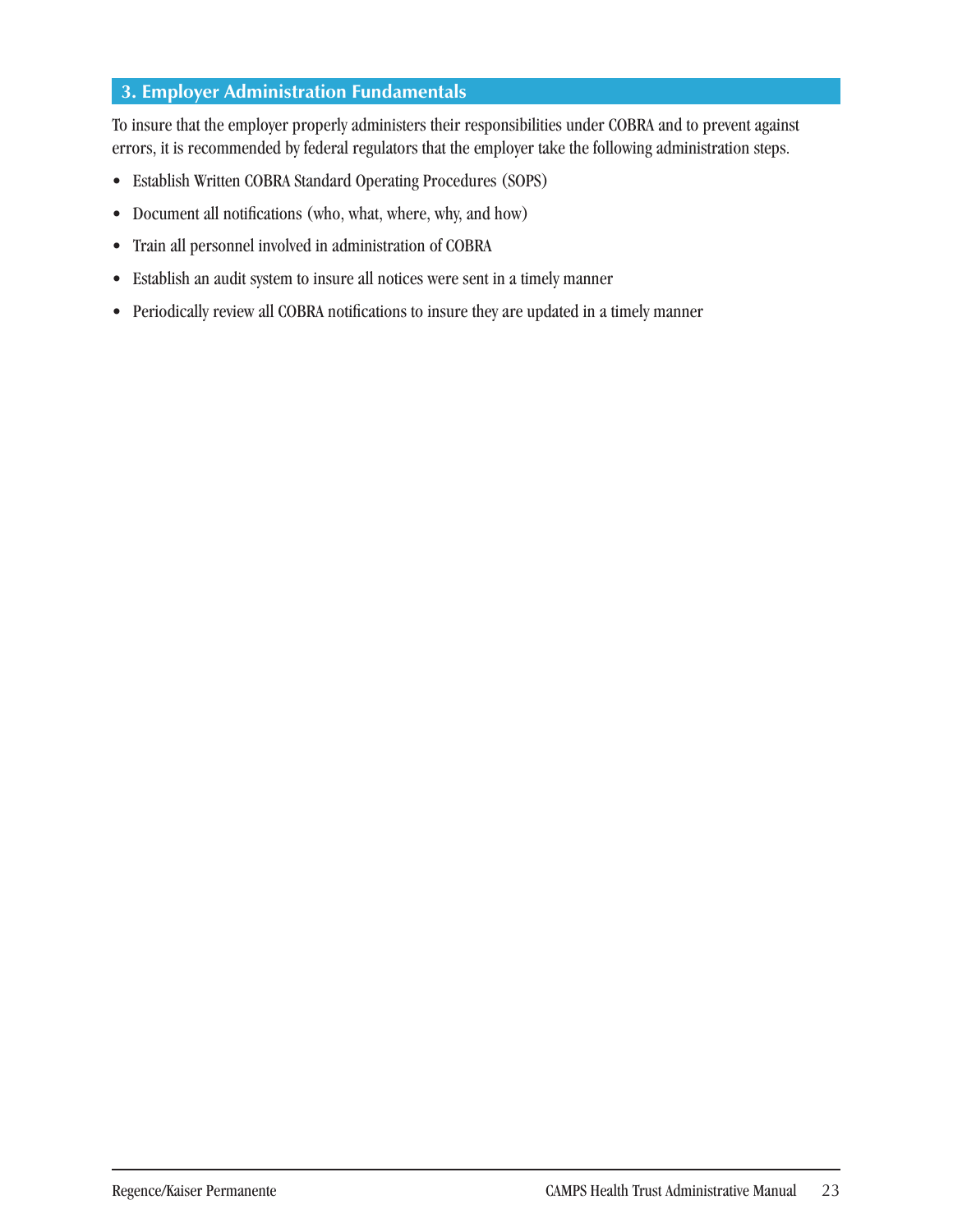## 3. Employer Administration Fundamentals

To insure that the employer properly administers their responsibilities under COBRA and to prevent against errors, it is recommended by federal regulators that the employer take the following administration steps.

- Establish Written COBRA Standard Operating Procedures (SOPS)
- Document all notifications (who, what, where, why, and how)
- Train all personnel involved in administration of COBRA
- Establish an audit system to insure all notices were sent in a timely manner
- Periodically review all COBRA notifications to insure they are updated in a timely manner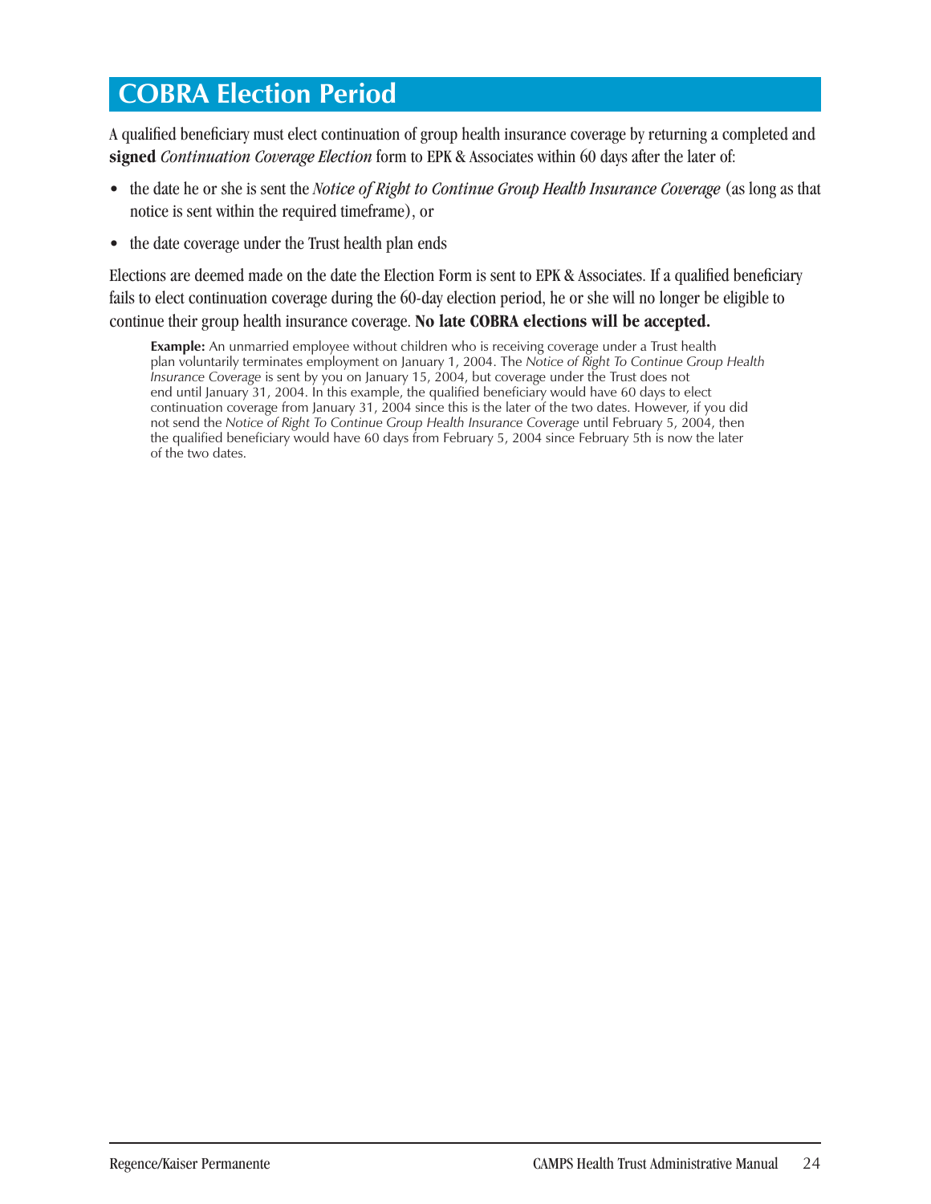## COBRA Election Period

A qualified beneficiary must elect continuation of group health insurance coverage by returning a completed and **signed** *Continuation Coverage Election* form to EPK & Associates within 60 days after the later of:

- the date he or she is sent the *Notice of Right to Continue Group Health Insurance Coverage* (as long as that notice is sent within the required timeframe), or
- the date coverage under the Trust health plan ends

Elections are deemed made on the date the Election Form is sent to EPK & Associates. If a qualified beneficiary fails to elect continuation coverage during the 60-day election period, he or she will no longer be eligible to continue their group health insurance coverage. **No late COBRA elections will be accepted.**

> **Example:** An unmarried employee without children who is receiving coverage under a Trust health plan voluntarily terminates employment on January 1, 2004. The *Notice of Right To Continue Group Health Insurance Coverage* is sent by you on January 15, 2004, but coverage under the Trust does not end until January 31, 2004. In this example, the qualified beneficiary would have 60 days to elect continuation coverage from January 31, 2004 since this is the later of the two dates. However, if you did not send the *Notice of Right To Continue Group Health Insurance Coverage* until February 5, 2004, then the qualified beneficiary would have 60 days from February 5, 2004 since February 5th is now the later of the two dates.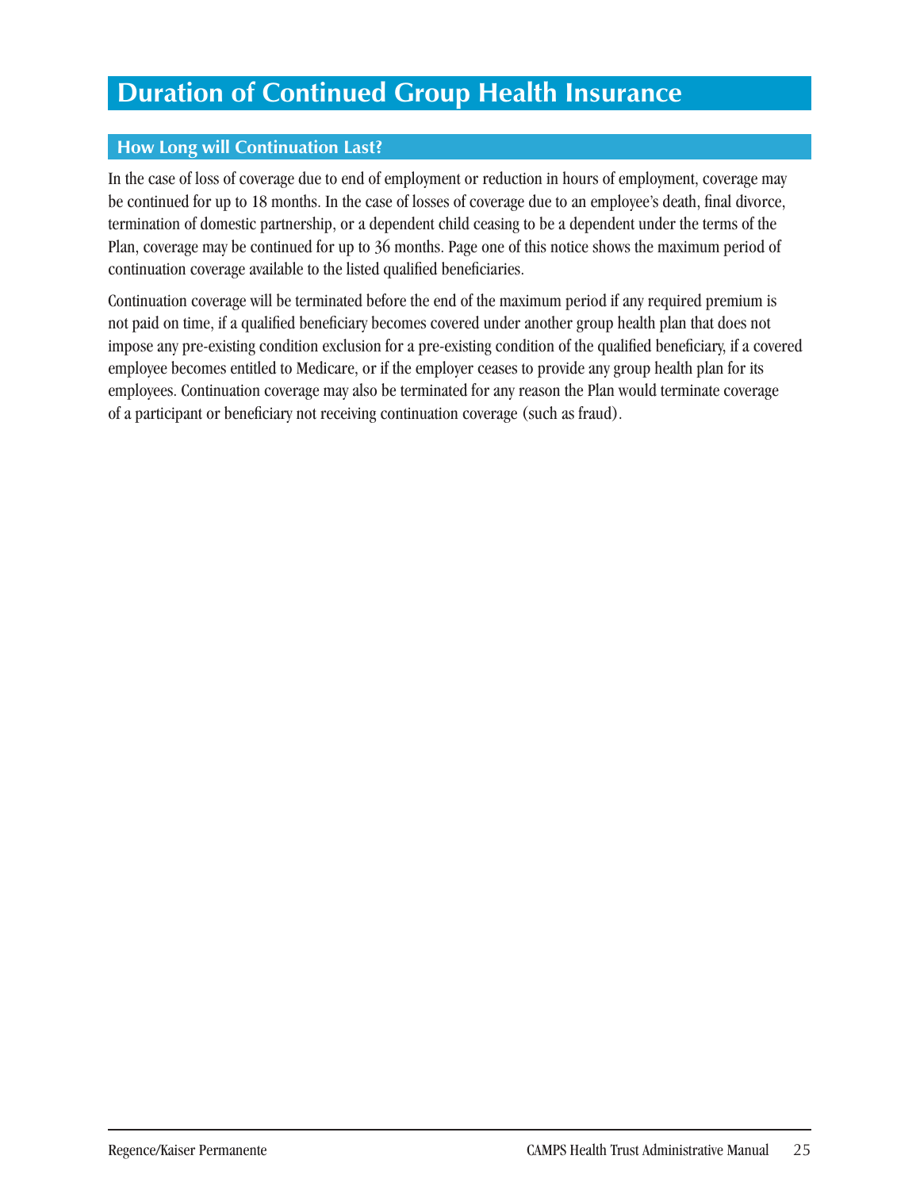# Duration of Continued Group Health Insurance

## How Long will Continuation Last?

In the case of loss of coverage due to end of employment or reduction in hours of employment, coverage may be continued for up to 18 months. In the case of losses of coverage due to an employee's death, final divorce, termination of domestic partnership, or a dependent child ceasing to be a dependent under the terms of the Plan, coverage may be continued for up to 36 months. Page one of this notice shows the maximum period of continuation coverage available to the listed qualified beneficiaries.

Continuation coverage will be terminated before the end of the maximum period if any required premium is not paid on time, if a qualified beneficiary becomes covered under another group health plan that does not impose any pre-existing condition exclusion for a pre-existing condition of the qualified beneficiary, if a covered employee becomes entitled to Medicare, or if the employer ceases to provide any group health plan for its employees. Continuation coverage may also be terminated for any reason the Plan would terminate coverage of a participant or beneficiary not receiving continuation coverage (such as fraud).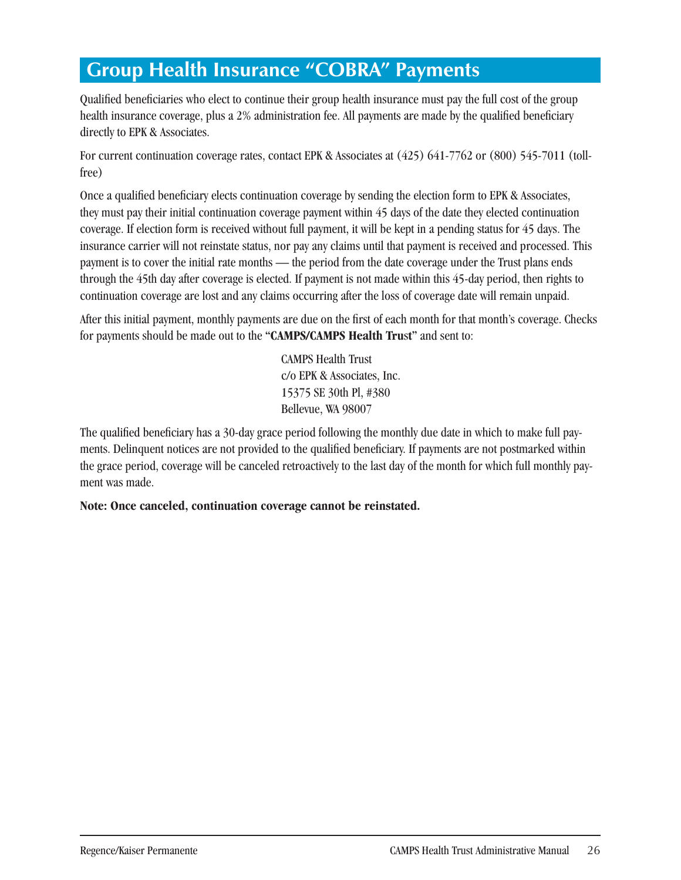# Group Health Insurance "COBRA" Payments

Qualified beneficiaries who elect to continue their group health insurance must pay the full cost of the group health insurance coverage, plus a 2% administration fee. All payments are made by the qualified beneficiary directly to EPK & Associates.

For current continuation coverage rates, contact EPK & Associates at (425) 641-7762 or (800) 545-7011 (toll-free)

Once a qualified beneficiary elects continuation coverage by sending the election form to EPK & Associates, they must pay their initial continuation coverage payment within 45 days of the date they elected continuation coverage. If election form is received without full payment, it will be kept in a pending status for 45 days. The insurance carrier will not reinstate status, nor pay any claims until that payment is received and processed. This payment is to cover the initial rate months — the period from the date coverage under the Trust plans ends through the 45th day after coverage is elected. If payment is not made within this 45-day period, then rights to continuation coverage are lost and any claims occurring after the loss of coverage date will remain unpaid.

After this initial payment, monthly payments are due on the first of each month for that month's coverage. Checks for payments should be made out to the "**CAMPS/CAMPS Health Trust**" and sent to:

CAMPS Health Trust
c/o EPK & Associates, Inc.
15375 SE 30th Pl, #380
Bellevue, WA 98007

The qualified beneficiary has a 30-day grace period following the monthly due date in which to make full payments. Delinquent notices are not provided to the qualified beneficiary. If payments are not postmarked within the grace period, coverage will be canceled retroactively to the last day of the month for which full monthly payment was made.

**Note: Once canceled, continuation coverage cannot be reinstated.**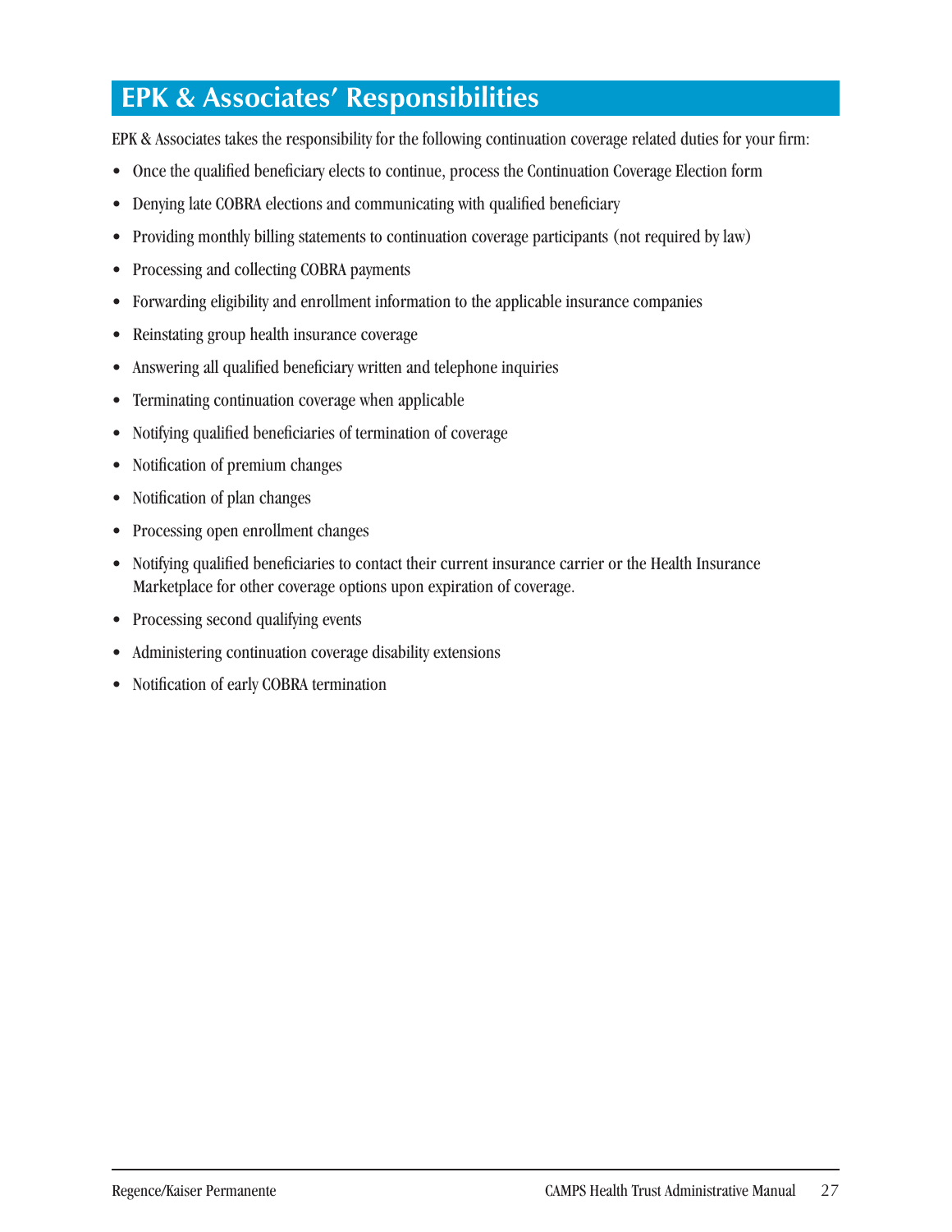## EPK & Associates' Responsibilities

EPK & Associates takes the responsibility for the following continuation coverage related duties for your firm:

- Once the qualified beneficiary elects to continue, process the Continuation Coverage Election form
- Denying late COBRA elections and communicating with qualified beneficiary
- Providing monthly billing statements to continuation coverage participants (not required by law)
- Processing and collecting COBRA payments
- Forwarding eligibility and enrollment information to the applicable insurance companies
- Reinstating group health insurance coverage
- Answering all qualified beneficiary written and telephone inquiries
- Terminating continuation coverage when applicable
- Notifying qualified beneficiaries of termination of coverage
- Notification of premium changes
- Notification of plan changes
- Processing open enrollment changes
- Notifying qualified beneficiaries to contact their current insurance carrier or the Health Insurance Marketplace for other coverage options upon expiration of coverage.
- Processing second qualifying events
- Administering continuation coverage disability extensions
- Notification of early COBRA termination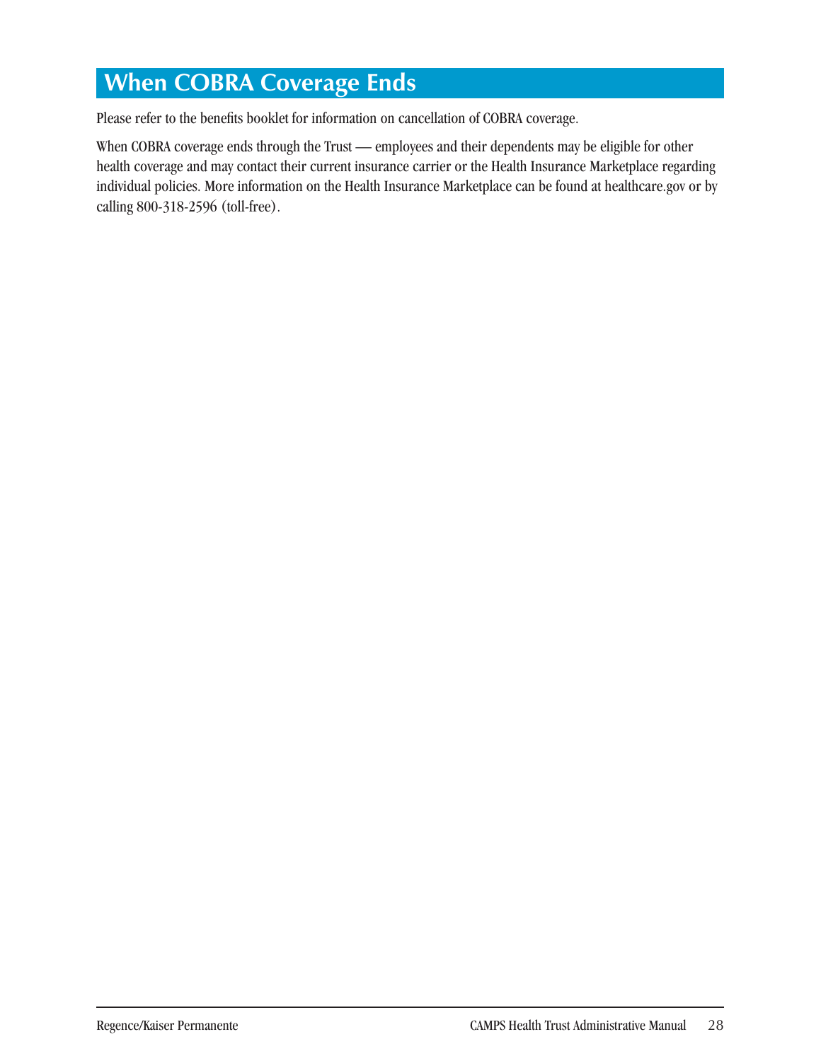## When COBRA Coverage Ends

Please refer to the benefits booklet for information on cancellation of COBRA coverage.

When COBRA coverage ends through the Trust — employees and their dependents may be eligible for other health coverage and may contact their current insurance carrier or the Health Insurance Marketplace regarding individual policies. More information on the Health Insurance Marketplace can be found at healthcare.gov or by calling 800-318-2596 (toll-free).